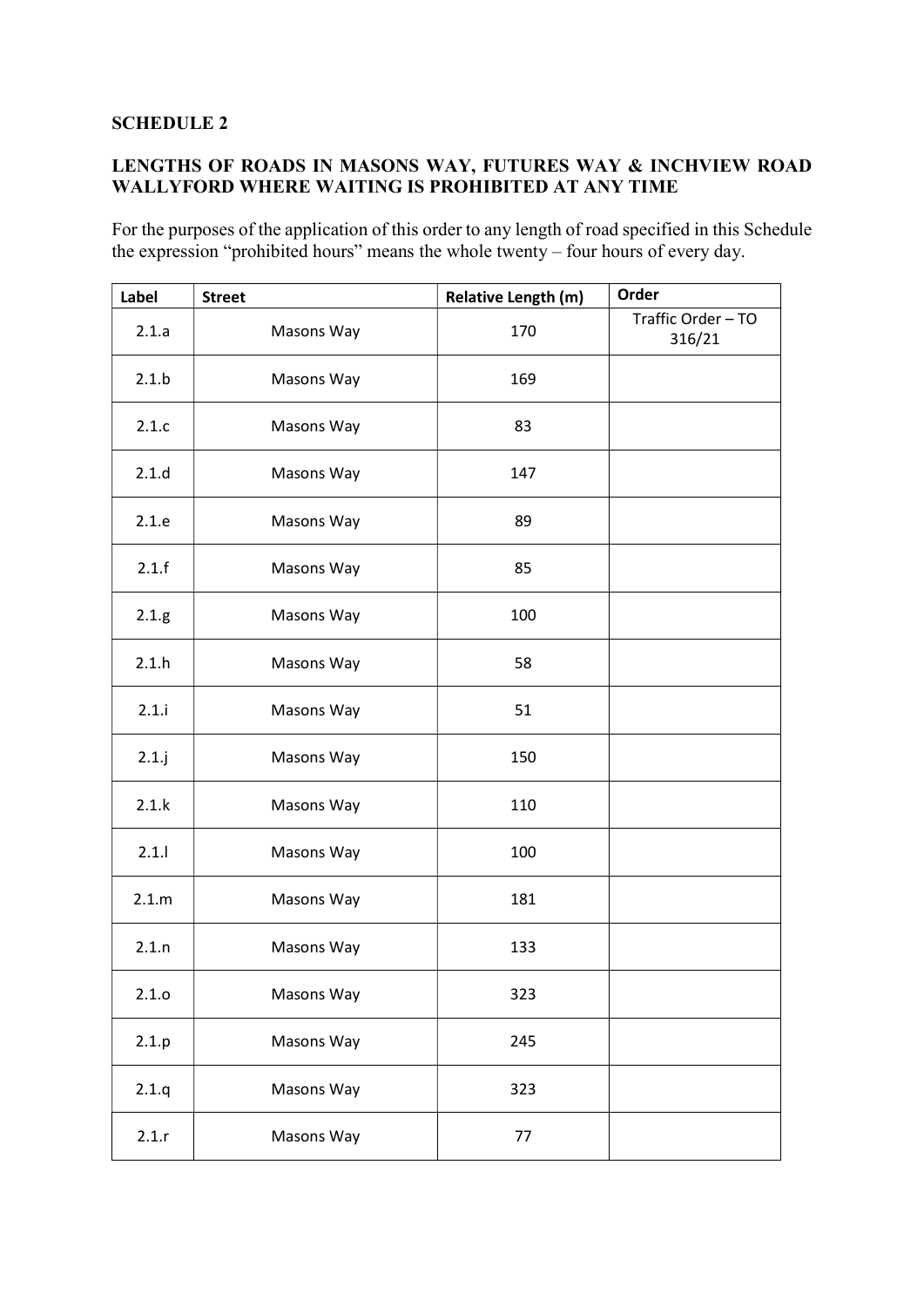**SCHEDULE 2**

**LENGTHS OF ROADS IN MASONS WAY, FUTURES WAY & INCHVIEW ROAD WALLYFORD WHERE WAITING IS PROHIBITED AT ANY TIME**

For the purposes of the application of this order to any length of road specified in this Schedule the expression "prohibited hours" means the whole twenty – four hours of every day.

| Label | Street | Relative Length (m) | Order |
|---|---|---|---|
| 2.1.a | Masons Way | 170 | Traffic Order – TO 316/21 |
| 2.1.b | Masons Way | 169 | |
| 2.1.c | Masons Way | 83 | |
| 2.1.d | Masons Way | 147 | |
| 2.1.e | Masons Way | 89 | |
| 2.1.f | Masons Way | 85 | |
| 2.1.g | Masons Way | 100 | |
| 2.1.h | Masons Way | 58 | |
| 2.1.i | Masons Way | 51 | |
| 2.1.j | Masons Way | 150 | |
| 2.1.k | Masons Way | 110 | |
| 2.1.l | Masons Way | 100 | |
| 2.1.m | Masons Way | 181 | |
| 2.1.n | Masons Way | 133 | |
| 2.1.o | Masons Way | 323 | |
| 2.1.p | Masons Way | 245 | |
| 2.1.q | Masons Way | 323 | |
| 2.1.r | Masons Way | 77 | |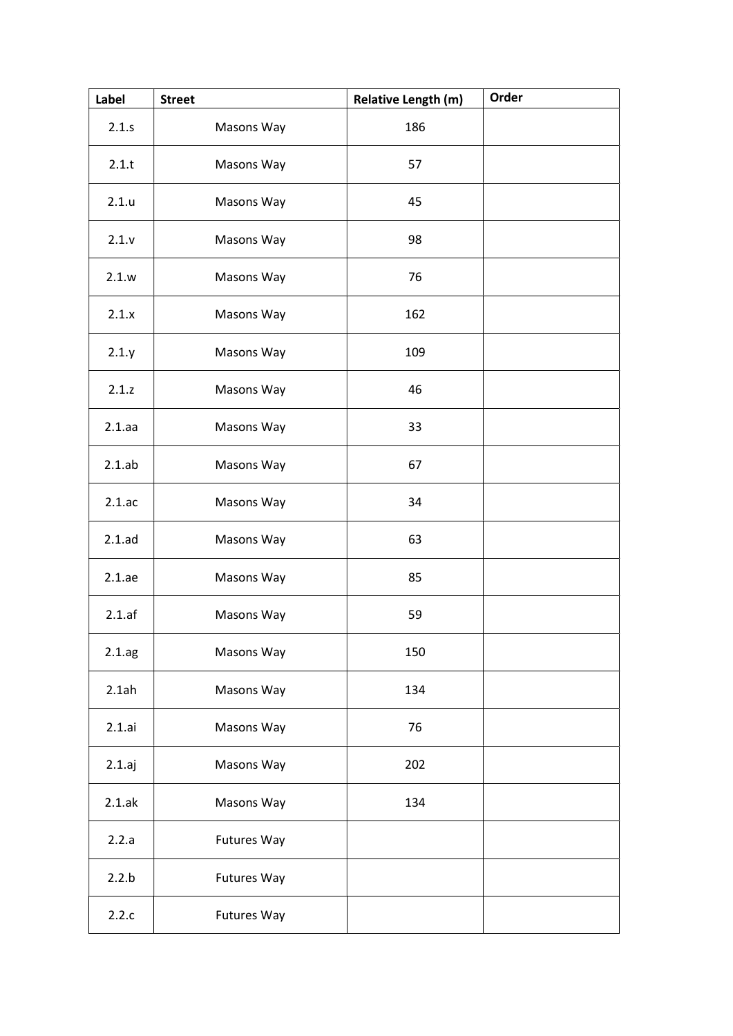| Label | Street | Relative Length (m) | Order |
|---|---|---|---|
| 2.1.s | Masons Way | 186 | |
| 2.1.t | Masons Way | 57 | |
| 2.1.u | Masons Way | 45 | |
| 2.1.v | Masons Way | 98 | |
| 2.1.w | Masons Way | 76 | |
| 2.1.x | Masons Way | 162 | |
| 2.1.y | Masons Way | 109 | |
| 2.1.z | Masons Way | 46 | |
| 2.1.aa | Masons Way | 33 | |
| 2.1.ab | Masons Way | 67 | |
| 2.1.ac | Masons Way | 34 | |
| 2.1.ad | Masons Way | 63 | |
| 2.1.ae | Masons Way | 85 | |
| 2.1.af | Masons Way | 59 | |
| 2.1.ag | Masons Way | 150 | |
| 2.1ah | Masons Way | 134 | |
| 2.1.ai | Masons Way | 76 | |
| 2.1.aj | Masons Way | 202 | |
| 2.1.ak | Masons Way | 134 | |
| 2.2.a | Futures Way | | |
| 2.2.b | Futures Way | | |
| 2.2.c | Futures Way | | |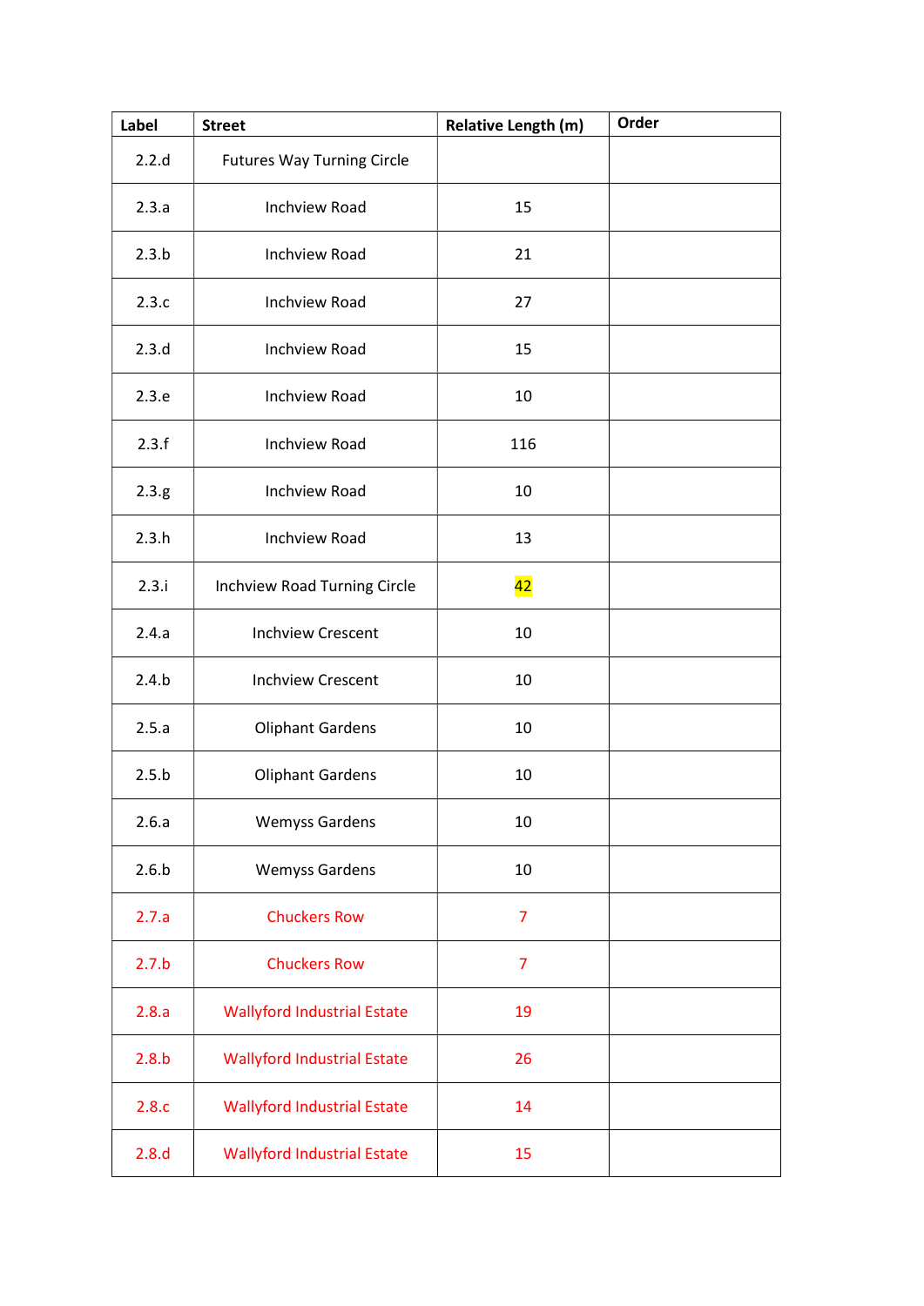| Label | Street | Relative Length (m) | Order |
|---|---|---|---|
| 2.2.d | Futures Way Turning Circle | | |
| 2.3.a | Inchview Road | 15 | |
| 2.3.b | Inchview Road | 21 | |
| 2.3.c | Inchview Road | 27 | |
| 2.3.d | Inchview Road | 15 | |
| 2.3.e | Inchview Road | 10 | |
| 2.3.f | Inchview Road | 116 | |
| 2.3.g | Inchview Road | 10 | |
| 2.3.h | Inchview Road | 13 | |
| 2.3.i | Inchview Road Turning Circle | 42 | |
| 2.4.a | Inchview Crescent | 10 | |
| 2.4.b | Inchview Crescent | 10 | |
| 2.5.a | Oliphant Gardens | 10 | |
| 2.5.b | Oliphant Gardens | 10 | |
| 2.6.a | Wemyss Gardens | 10 | |
| 2.6.b | Wemyss Gardens | 10 | |
| 2.7.a | Chuckers Row | 7 | |
| 2.7.b | Chuckers Row | 7 | |
| 2.8.a | Wallyford Industrial Estate | 19 | |
| 2.8.b | Wallyford Industrial Estate | 26 | |
| 2.8.c | Wallyford Industrial Estate | 14 | |
| 2.8.d | Wallyford Industrial Estate | 15 | |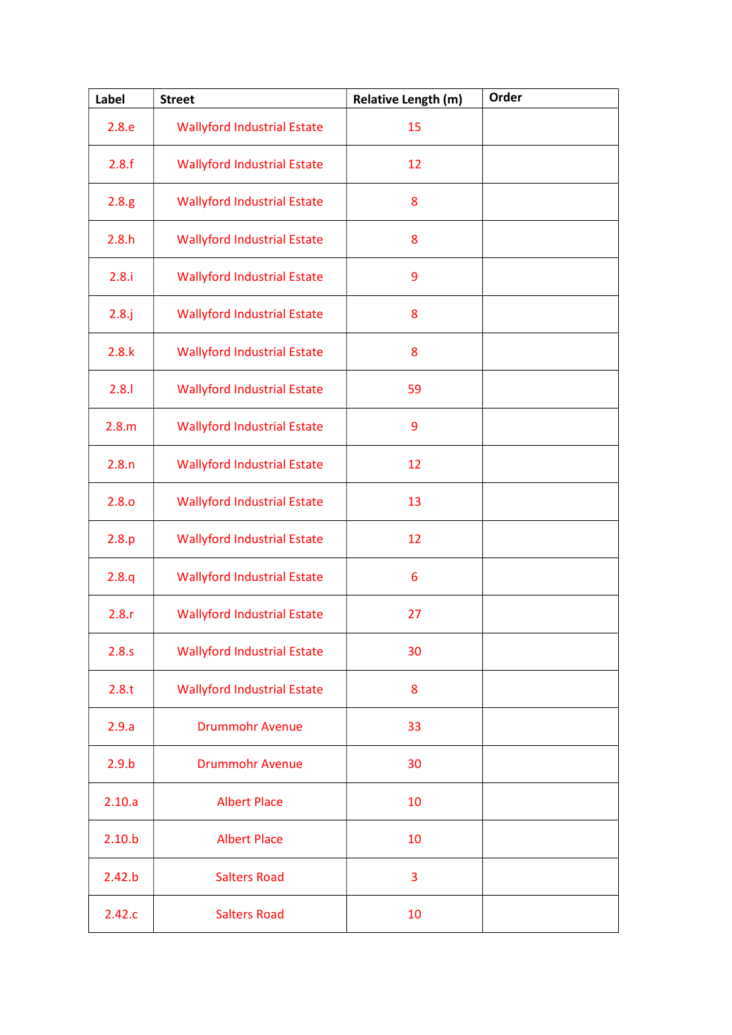| Label | Street | Relative Length (m) | Order |
|---|---|---|---|
| 2.8.e | Wallyford Industrial Estate | 15 | |
| 2.8.f | Wallyford Industrial Estate | 12 | |
| 2.8.g | Wallyford Industrial Estate | 8 | |
| 2.8.h | Wallyford Industrial Estate | 8 | |
| 2.8.i | Wallyford Industrial Estate | 9 | |
| 2.8.j | Wallyford Industrial Estate | 8 | |
| 2.8.k | Wallyford Industrial Estate | 8 | |
| 2.8.l | Wallyford Industrial Estate | 59 | |
| 2.8.m | Wallyford Industrial Estate | 9 | |
| 2.8.n | Wallyford Industrial Estate | 12 | |
| 2.8.o | Wallyford Industrial Estate | 13 | |
| 2.8.p | Wallyford Industrial Estate | 12 | |
| 2.8.q | Wallyford Industrial Estate | 6 | |
| 2.8.r | Wallyford Industrial Estate | 27 | |
| 2.8.s | Wallyford Industrial Estate | 30 | |
| 2.8.t | Wallyford Industrial Estate | 8 | |
| 2.9.a | Drummohr Avenue | 33 | |
| 2.9.b | Drummohr Avenue | 30 | |
| 2.10.a | Albert Place | 10 | |
| 2.10.b | Albert Place | 10 | |
| 2.42.b | Salters Road | 3 | |
| 2.42.c | Salters Road | 10 | |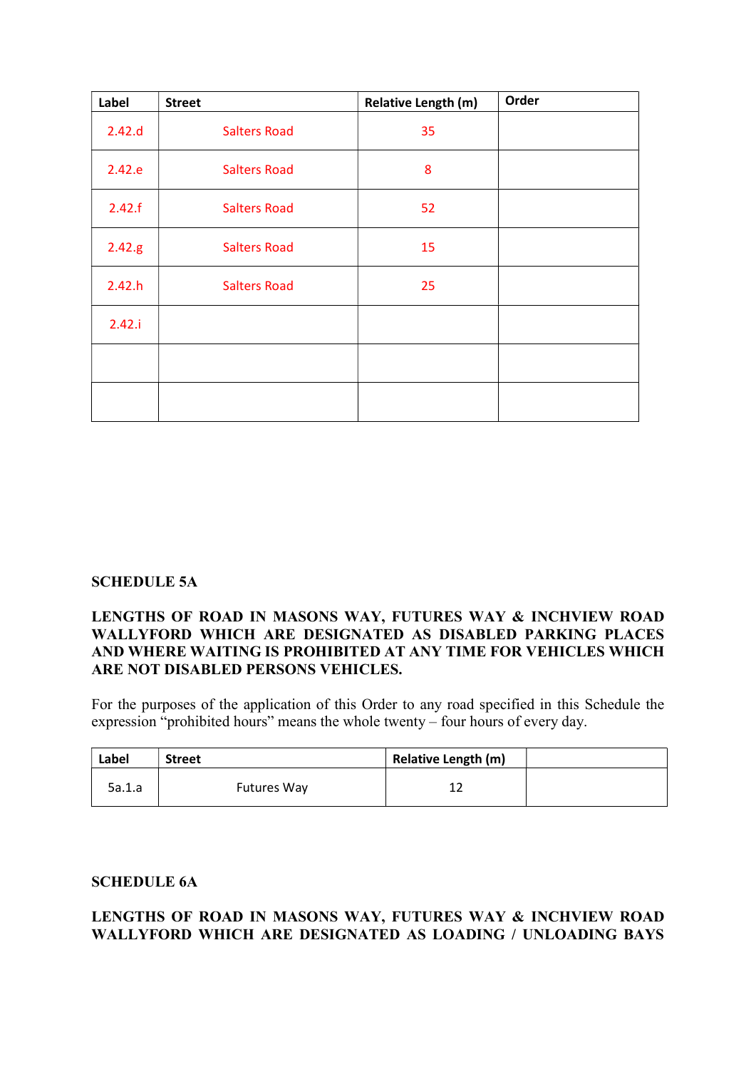| Label | Street | Relative Length (m) | Order |
|---|---|---|---|
| 2.42.d | Salters Road | 35 | |
| 2.42.e | Salters Road | 8 | |
| 2.42.f | Salters Road | 52 | |
| 2.42.g | Salters Road | 15 | |
| 2.42.h | Salters Road | 25 | |
| 2.42.i | | | |
| | | | |
| | | | |

**SCHEDULE 5A**

**LENGTHS OF ROAD IN MASONS WAY, FUTURES WAY & INCHVIEW ROAD WALLYFORD WHICH ARE DESIGNATED AS DISABLED PARKING PLACES AND WHERE WAITING IS PROHIBITED AT ANY TIME FOR VEHICLES WHICH ARE NOT DISABLED PERSONS VEHICLES.**

For the purposes of the application of this Order to any road specified in this Schedule the expression “prohibited hours” means the whole twenty – four hours of every day.

| Label | Street | Relative Length (m) | |
|---|---|---|---|
| 5a.1.a | Futures Way | 12 | |

**SCHEDULE 6A**

**LENGTHS OF ROAD IN MASONS WAY, FUTURES WAY & INCHVIEW ROAD WALLYFORD WHICH ARE DESIGNATED AS LOADING / UNLOADING BAYS**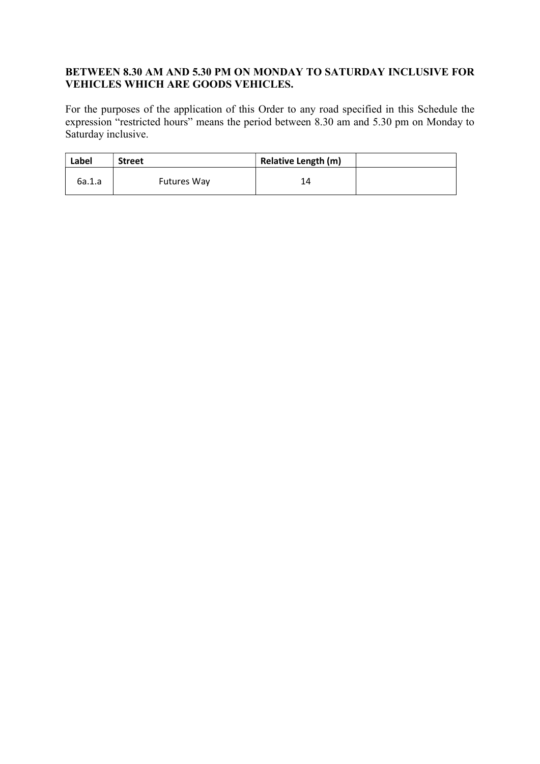**BETWEEN 8.30 AM AND 5.30 PM ON MONDAY TO SATURDAY INCLUSIVE FOR VEHICLES WHICH ARE GOODS VEHICLES.**

For the purposes of the application of this Order to any road specified in this Schedule the expression "restricted hours" means the period between 8.30 am and 5.30 pm on Monday to Saturday inclusive.

| Label | Street | Relative Length (m) | |
|---|---|---|---|
| 6a.1.a | Futures Way | 14 | |